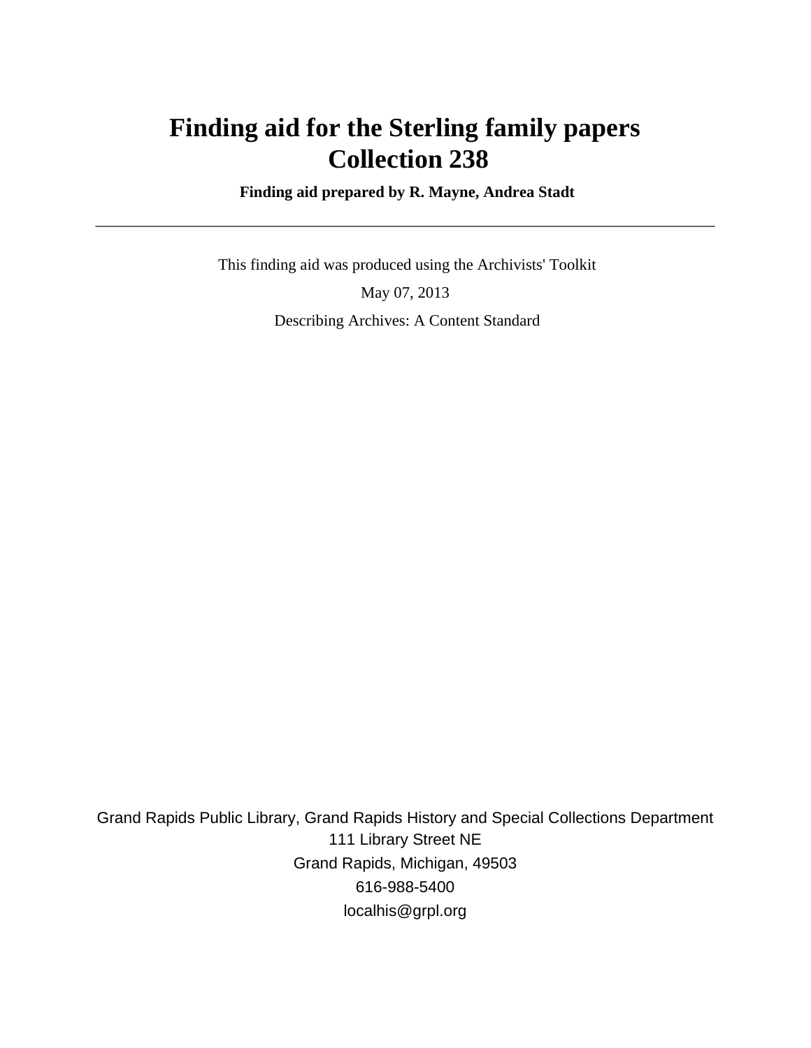# Finding aid for the Sterling family papers
# Collection 238

**Finding aid prepared by R. Mayne, Andrea Stadt**

---

This finding aid was produced using the Archivists' Toolkit

May 07, 2013

Describing Archives: A Content Standard

Grand Rapids Public Library, Grand Rapids History and Special Collections Department
111 Library Street NE
Grand Rapids, Michigan, 49503
616-988-5400
localhis@grpl.org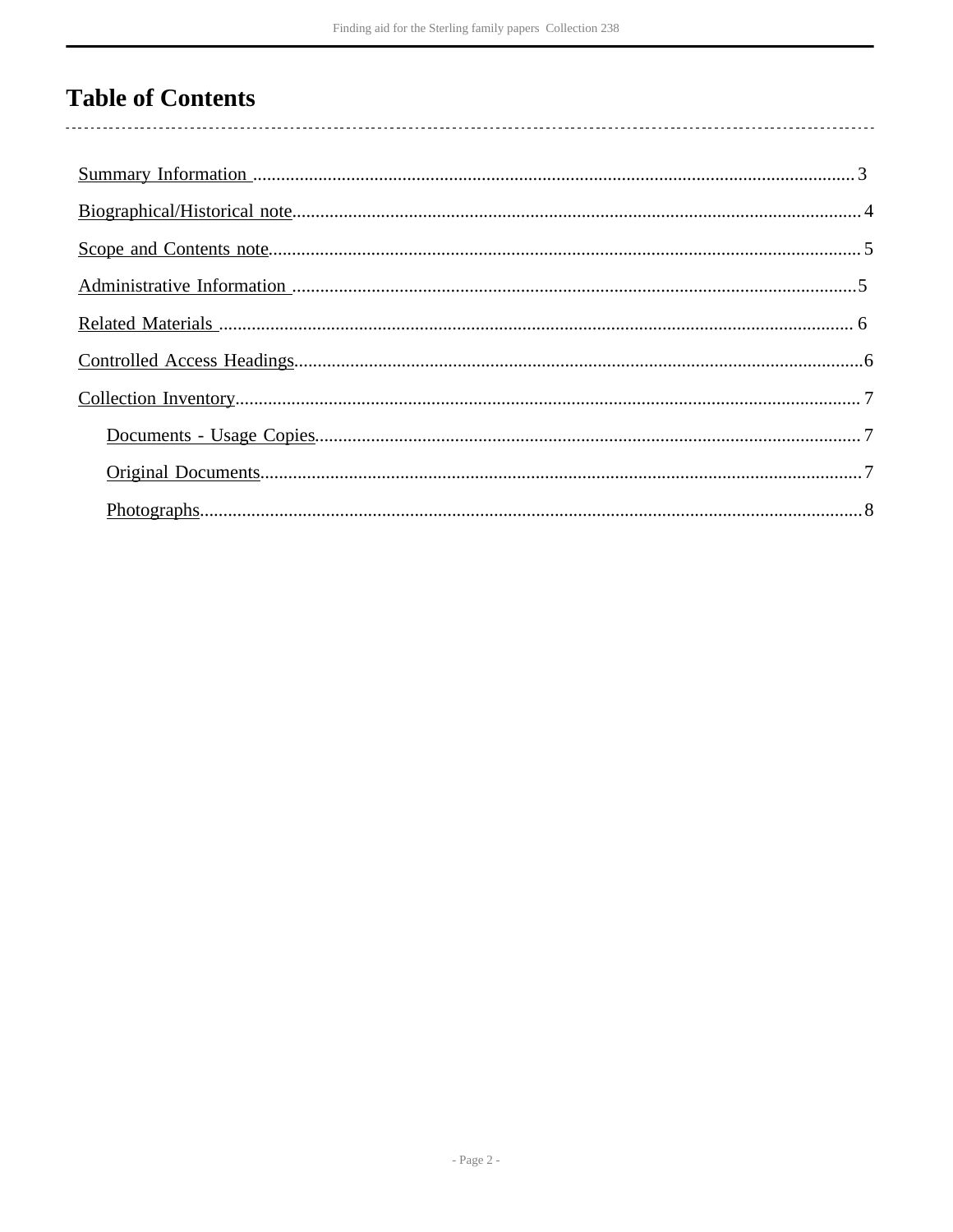# Table of Contents

- Summary Information ........................................................ 3
- Biographical/Historical note ............................................. 4
- Scope and Contents note ................................................... 5
- Administrative Information ................................................ 5
- Related Materials ............................................................. 6
- Controlled Access Headings ............................................... 6
- Collection Inventory .......................................................... 7
    - Documents - Usage Copies ........................................... 7
    - Original Documents ..................................................... 7
    - Photographs ................................................................ 8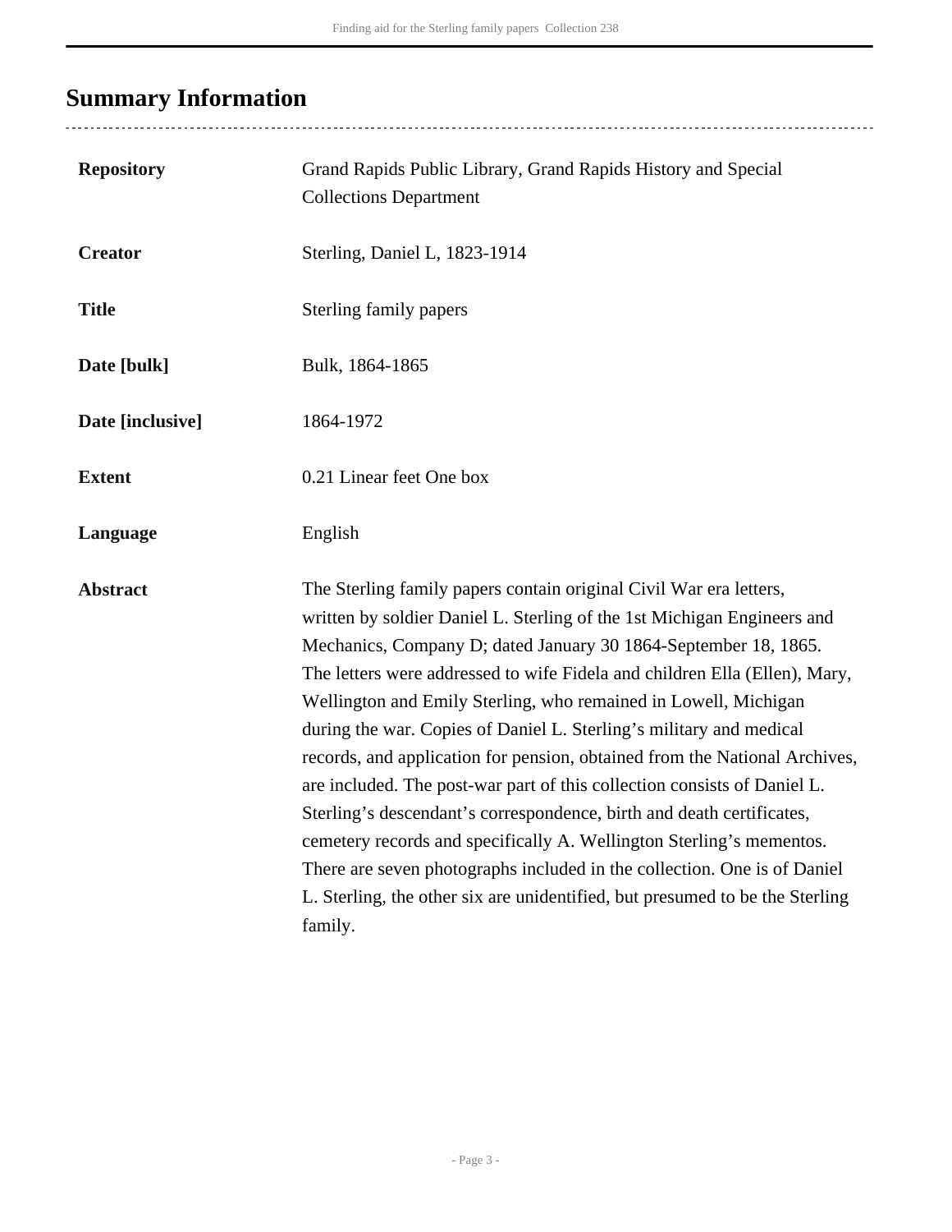## Summary Information

| | |
|---|---|
| **Repository** | Grand Rapids Public Library, Grand Rapids History and Special Collections Department |
| **Creator** | Sterling, Daniel L, 1823-1914 |
| **Title** | Sterling family papers |
| **Date [bulk]** | Bulk, 1864-1865 |
| **Date [inclusive]** | 1864-1972 |
| **Extent** | 0.21 Linear feet One box |
| **Language** | English |
| **Abstract** | The Sterling family papers contain original Civil War era letters, written by soldier Daniel L. Sterling of the 1st Michigan Engineers and Mechanics, Company D; dated January 30 1864-September 18, 1865. The letters were addressed to wife Fidela and children Ella (Ellen), Mary, Wellington and Emily Sterling, who remained in Lowell, Michigan during the war. Copies of Daniel L. Sterling's military and medical records, and application for pension, obtained from the National Archives, are included. The post-war part of this collection consists of Daniel L. Sterling's descendant's correspondence, birth and death certificates, cemetery records and specifically A. Wellington Sterling's mementos. There are seven photographs included in the collection. One is of Daniel L. Sterling, the other six are unidentified, but presumed to be the Sterling family. |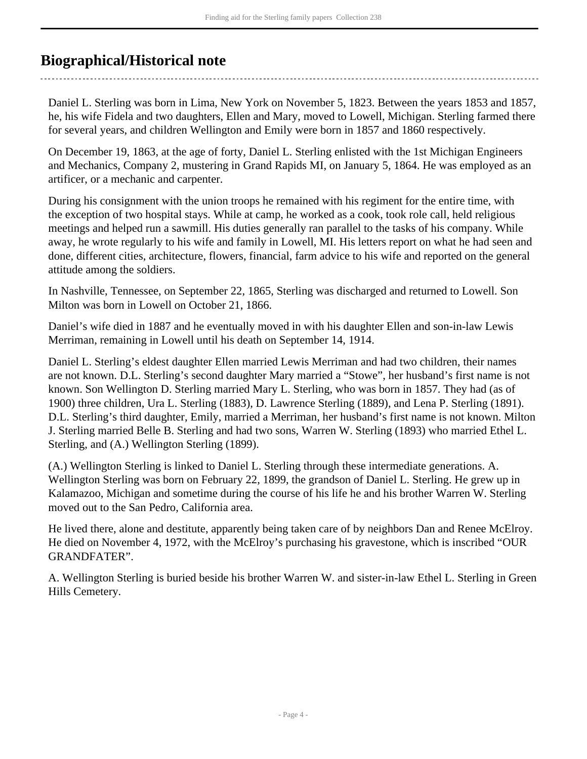## Biographical/Historical note

Daniel L. Sterling was born in Lima, New York on November 5, 1823. Between the years 1853 and 1857, he, his wife Fidela and two daughters, Ellen and Mary, moved to Lowell, Michigan. Sterling farmed there for several years, and children Wellington and Emily were born in 1857 and 1860 respectively.

On December 19, 1863, at the age of forty, Daniel L. Sterling enlisted with the 1st Michigan Engineers and Mechanics, Company 2, mustering in Grand Rapids MI, on January 5, 1864. He was employed as an artificer, or a mechanic and carpenter.

During his consignment with the union troops he remained with his regiment for the entire time, with the exception of two hospital stays. While at camp, he worked as a cook, took role call, held religious meetings and helped run a sawmill. His duties generally ran parallel to the tasks of his company. While away, he wrote regularly to his wife and family in Lowell, MI. His letters report on what he had seen and done, different cities, architecture, flowers, financial, farm advice to his wife and reported on the general attitude among the soldiers.

In Nashville, Tennessee, on September 22, 1865, Sterling was discharged and returned to Lowell. Son Milton was born in Lowell on October 21, 1866.

Daniel's wife died in 1887 and he eventually moved in with his daughter Ellen and son-in-law Lewis Merriman, remaining in Lowell until his death on September 14, 1914.

Daniel L. Sterling's eldest daughter Ellen married Lewis Merriman and had two children, their names are not known. D.L. Sterling's second daughter Mary married a "Stowe", her husband's first name is not known. Son Wellington D. Sterling married Mary L. Sterling, who was born in 1857. They had (as of 1900) three children, Ura L. Sterling (1883), D. Lawrence Sterling (1889), and Lena P. Sterling (1891). D.L. Sterling's third daughter, Emily, married a Merriman, her husband's first name is not known. Milton J. Sterling married Belle B. Sterling and had two sons, Warren W. Sterling (1893) who married Ethel L. Sterling, and (A.) Wellington Sterling (1899).

(A.) Wellington Sterling is linked to Daniel L. Sterling through these intermediate generations. A. Wellington Sterling was born on February 22, 1899, the grandson of Daniel L. Sterling. He grew up in Kalamazoo, Michigan and sometime during the course of his life he and his brother Warren W. Sterling moved out to the San Pedro, California area.

He lived there, alone and destitute, apparently being taken care of by neighbors Dan and Renee McElroy. He died on November 4, 1972, with the McElroy's purchasing his gravestone, which is inscribed "OUR GRANDFATER".

A. Wellington Sterling is buried beside his brother Warren W. and sister-in-law Ethel L. Sterling in Green Hills Cemetery.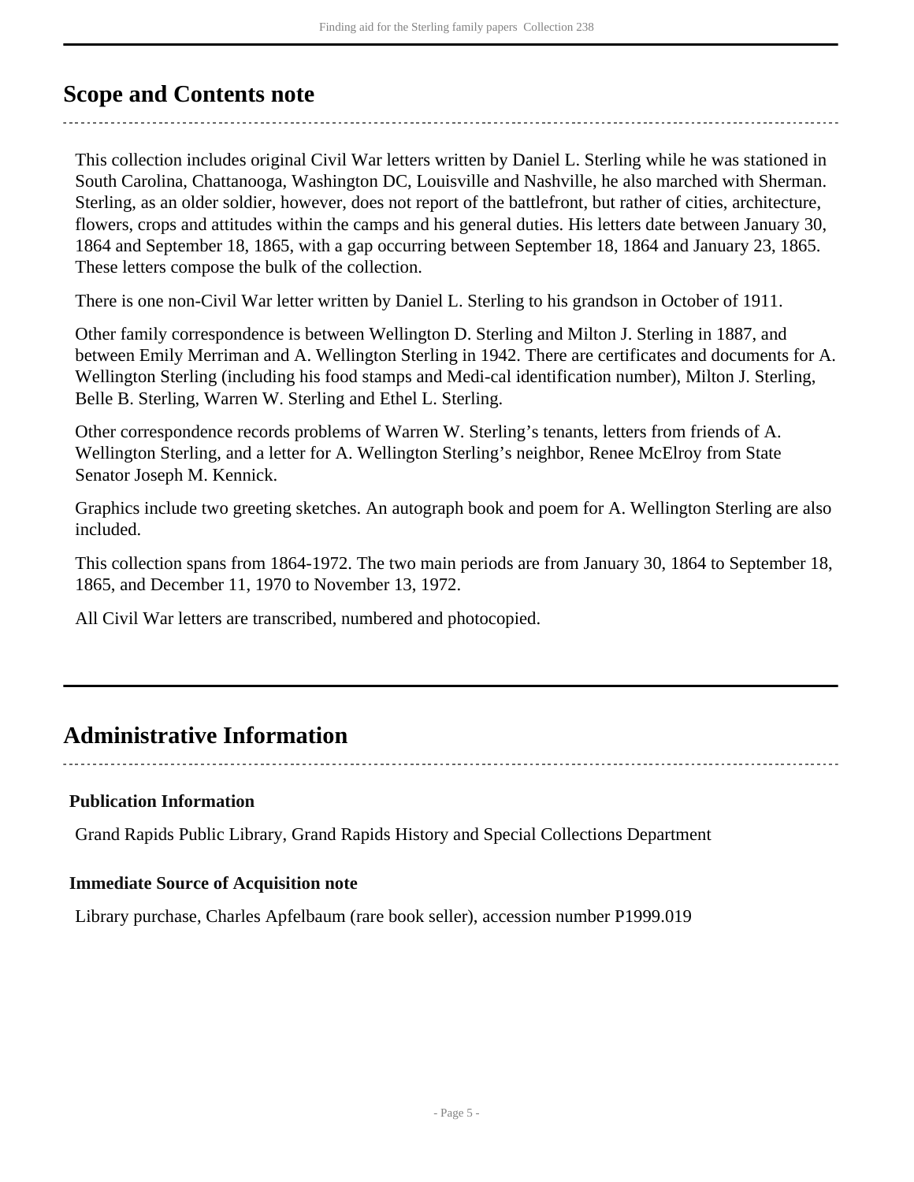## Scope and Contents note

This collection includes original Civil War letters written by Daniel L. Sterling while he was stationed in South Carolina, Chattanooga, Washington DC, Louisville and Nashville, he also marched with Sherman. Sterling, as an older soldier, however, does not report of the battlefront, but rather of cities, architecture, flowers, crops and attitudes within the camps and his general duties. His letters date between January 30, 1864 and September 18, 1865, with a gap occurring between September 18, 1864 and January 23, 1865. These letters compose the bulk of the collection.

There is one non-Civil War letter written by Daniel L. Sterling to his grandson in October of 1911.

Other family correspondence is between Wellington D. Sterling and Milton J. Sterling in 1887, and between Emily Merriman and A. Wellington Sterling in 1942. There are certificates and documents for A. Wellington Sterling (including his food stamps and Medi-cal identification number), Milton J. Sterling, Belle B. Sterling, Warren W. Sterling and Ethel L. Sterling.

Other correspondence records problems of Warren W. Sterling's tenants, letters from friends of A. Wellington Sterling, and a letter for A. Wellington Sterling's neighbor, Renee McElroy from State Senator Joseph M. Kennick.

Graphics include two greeting sketches. An autograph book and poem for A. Wellington Sterling are also included.

This collection spans from 1864-1972. The two main periods are from January 30, 1864 to September 18, 1865, and December 11, 1970 to November 13, 1972.

All Civil War letters are transcribed, numbered and photocopied.

## Administrative Information

### Publication Information

Grand Rapids Public Library, Grand Rapids History and Special Collections Department

### Immediate Source of Acquisition note

Library purchase, Charles Apfelbaum (rare book seller), accession number P1999.019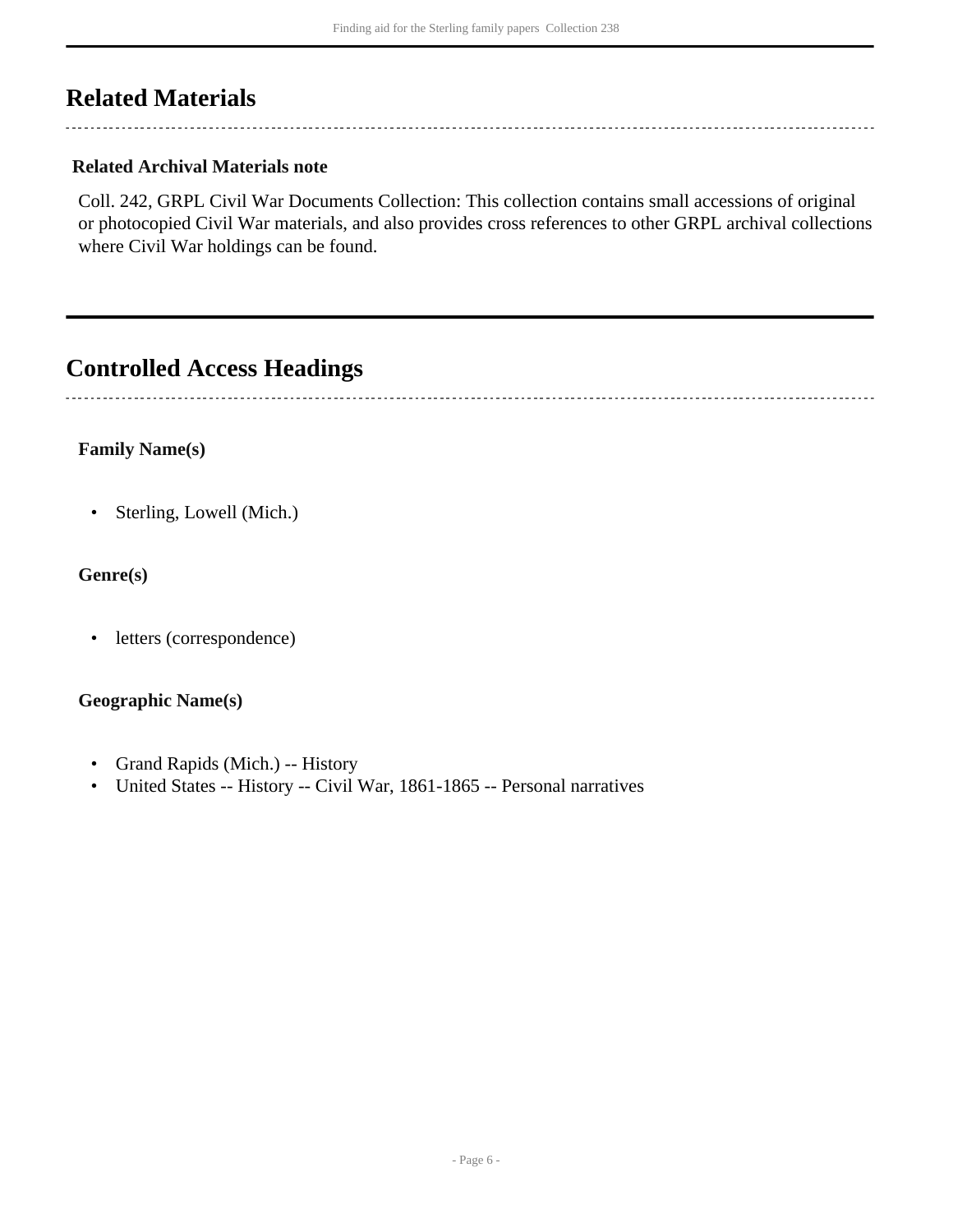## Related Materials

**Related Archival Materials note**

Coll. 242, GRPL Civil War Documents Collection: This collection contains small accessions of original or photocopied Civil War materials, and also provides cross references to other GRPL archival collections where Civil War holdings can be found.

## Controlled Access Headings

**Family Name(s)**

- Sterling, Lowell (Mich.)

**Genre(s)**

- letters (correspondence)

**Geographic Name(s)**

- Grand Rapids (Mich.) -- History
- United States -- History -- Civil War, 1861-1865 -- Personal narratives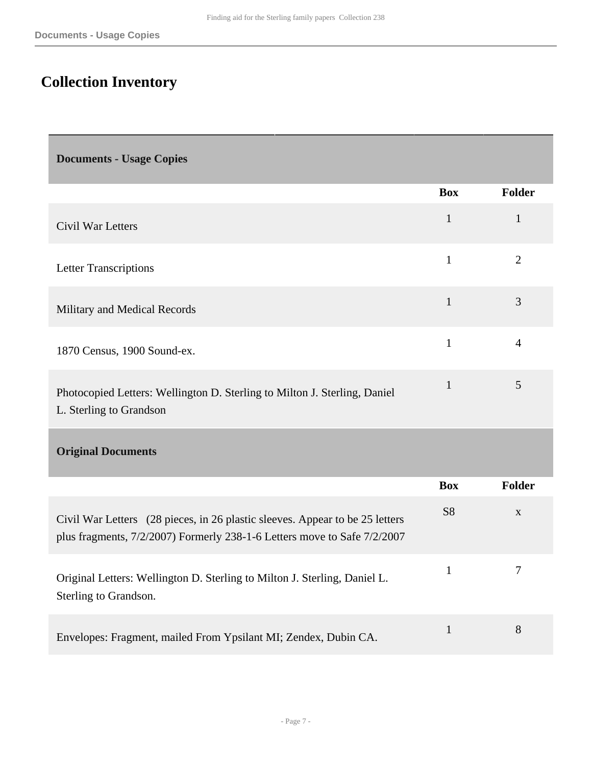## Collection Inventory

### Documents - Usage Copies

| | Box | Folder |
|---|---|---|
| Civil War Letters | 1 | 1 |
| Letter Transcriptions | 1 | 2 |
| Military and Medical Records | 1 | 3 |
| 1870 Census, 1900 Sound-ex. | 1 | 4 |
| Photocopied Letters: Wellington D. Sterling to Milton J. Sterling, Daniel L. Sterling to Grandson | 1 | 5 |

### Original Documents

| | Box | Folder |
|---|---|---|
| Civil War Letters (28 pieces, in 26 plastic sleeves. Appear to be 25 letters plus fragments, 7/2/2007) Formerly 238-1-6 Letters move to Safe 7/2/2007 | S8 | x |
| Original Letters: Wellington D. Sterling to Milton J. Sterling, Daniel L. Sterling to Grandson. | 1 | 7 |
| Envelopes: Fragment, mailed From Ypsilant MI; Zendex, Dubin CA. | 1 | 8 |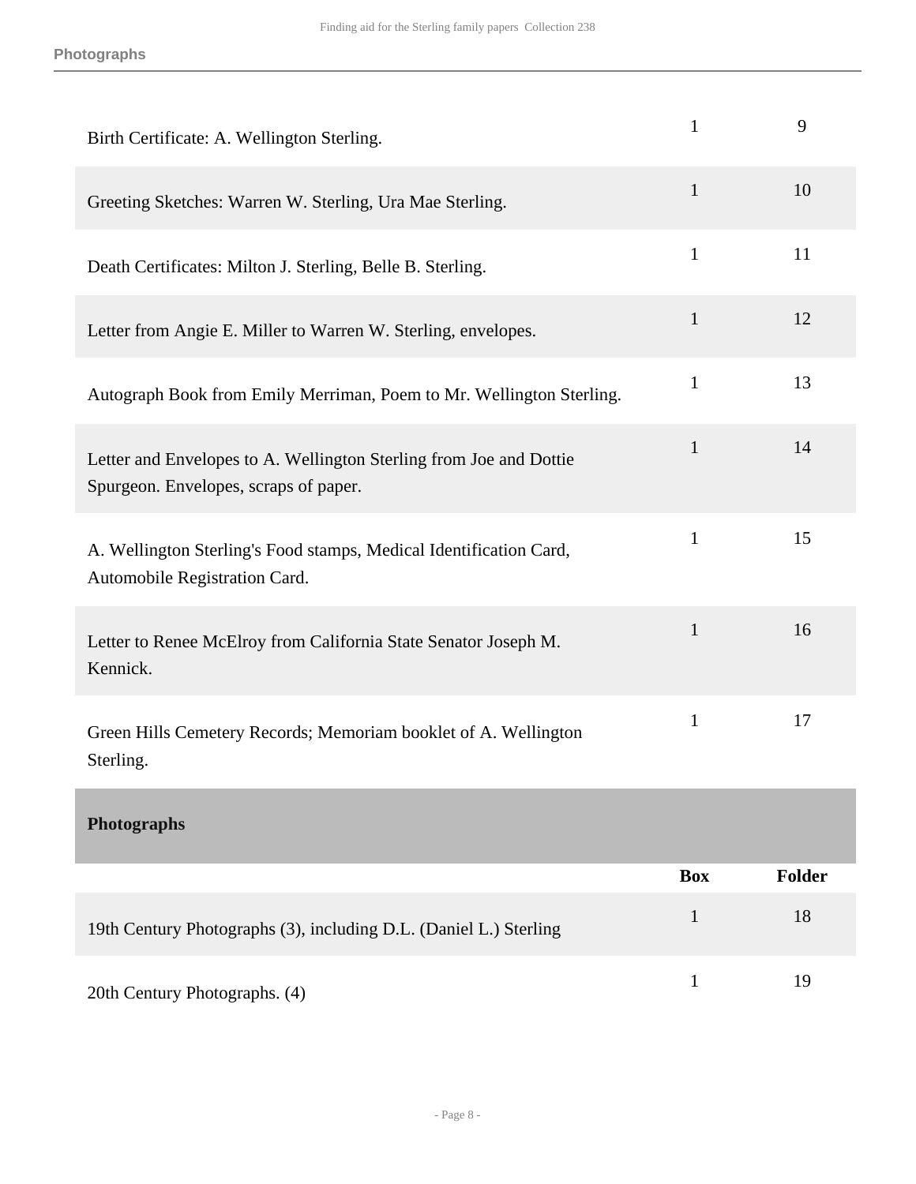| | | |
|---|---|---|
| Birth Certificate: A. Wellington Sterling. | 1 | 9 |
| Greeting Sketches: Warren W. Sterling, Ura Mae Sterling. | 1 | 10 |
| Death Certificates: Milton J. Sterling, Belle B. Sterling. | 1 | 11 |
| Letter from Angie E. Miller to Warren W. Sterling, envelopes. | 1 | 12 |
| Autograph Book from Emily Merriman, Poem to Mr. Wellington Sterling. | 1 | 13 |
| Letter and Envelopes to A. Wellington Sterling from Joe and Dottie Spurgeon. Envelopes, scraps of paper. | 1 | 14 |
| A. Wellington Sterling's Food stamps, Medical Identification Card, Automobile Registration Card. | 1 | 15 |
| Letter to Renee McElroy from California State Senator Joseph M. Kennick. | 1 | 16 |
| Green Hills Cemetery Records; Memoriam booklet of A. Wellington Sterling. | 1 | 17 |

### Photographs

| | Box | Folder |
|---|---|---|
| 19th Century Photographs (3), including D.L. (Daniel L.) Sterling | 1 | 18 |
| 20th Century Photographs. (4) | 1 | 19 |